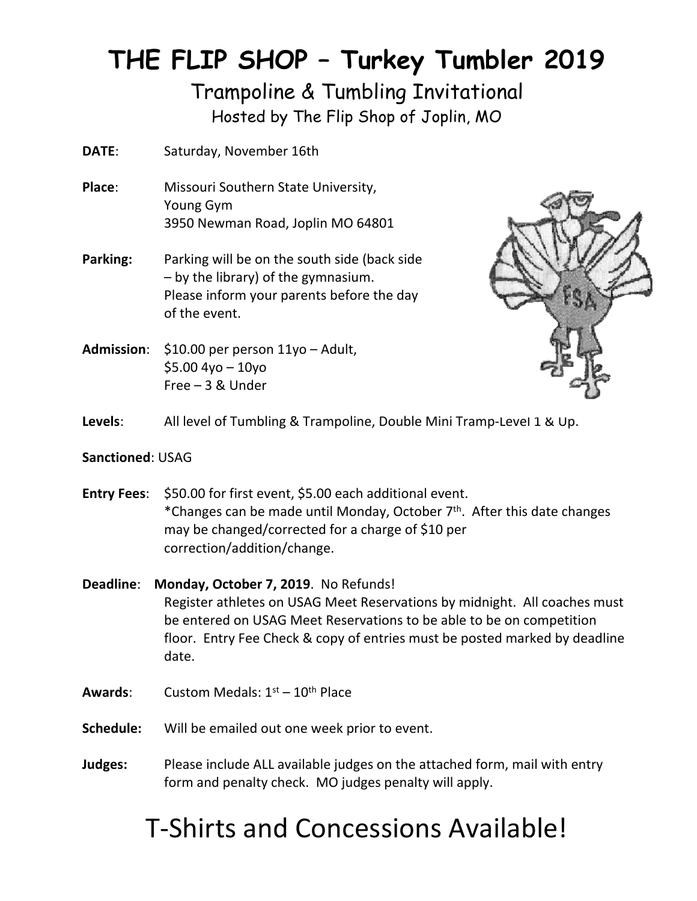# THE FLIP SHOP – Turkey Tumbler 2019

## Trampoline & Tumbling Invitational

Hosted by The Flip Shop of Joplin, MO

**DATE**: Saturday, November 16th

**Place**: Missouri Southern State University, Young Gym, 3950 Newman Road, Joplin MO 64801

**Parking:** Parking will be on the south side (back side – by the library) of the gymnasium. Please inform your parents before the day of the event.

**Admission**: $10.00 per person 11yo – Adult, $5.00 4yo – 10yo, Free – 3 & Under

**Levels**: All level of Tumbling & Trampoline, Double Mini Tramp-Level 1 & Up.

**Sanctioned**: USAG

**Entry Fees**: $50.00 for first event, $5.00 each additional event.
*Changes can be made until Monday, October 7th. After this date changes may be changed/corrected for a charge of $10 per correction/addition/change.

**Deadline**: **Monday, October 7, 2019**. No Refunds!
Register athletes on USAG Meet Reservations by midnight. All coaches must be entered on USAG Meet Reservations to be able to be on competition floor. Entry Fee Check & copy of entries must be posted marked by deadline date.

**Awards**: Custom Medals: 1st – 10th Place

**Schedule:** Will be emailed out one week prior to event.

**Judges:** Please include ALL available judges on the attached form, mail with entry form and penalty check. MO judges penalty will apply.

# T-Shirts and Concessions Available!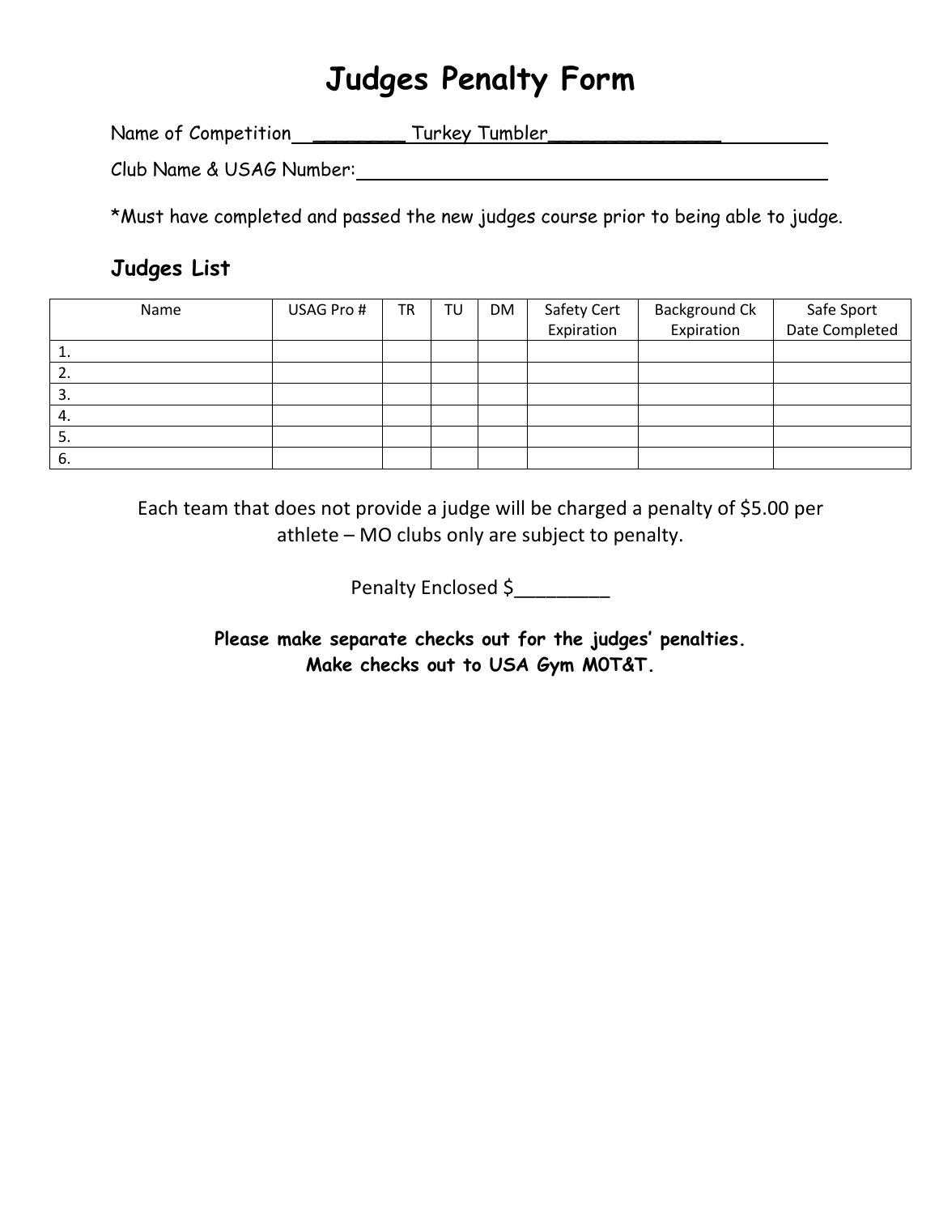# Judges Penalty Form

Name of Competition ________ Turkey Tumbler_______________

Club Name & USAG Number: ____________________________________________

*Must have completed and passed the new judges course prior to being able to judge.

## Judges List

| Name | USAG Pro # | TR | TU | DM | Safety Cert Expiration | Background Ck Expiration | Safe Sport Date Completed |
|---|---|---|---|---|---|---|---|
| 1. | | | | | | | |
| 2. | | | | | | | |
| 3. | | | | | | | |
| 4. | | | | | | | |
| 5. | | | | | | | |
| 6. | | | | | | | |

Each team that does not provide a judge will be charged a penalty of $5.00 per athlete – MO clubs only are subject to penalty.

Penalty Enclosed $_________

**Please make separate checks out for the judges' penalties.**
**Make checks out to USA Gym MOT&T.**